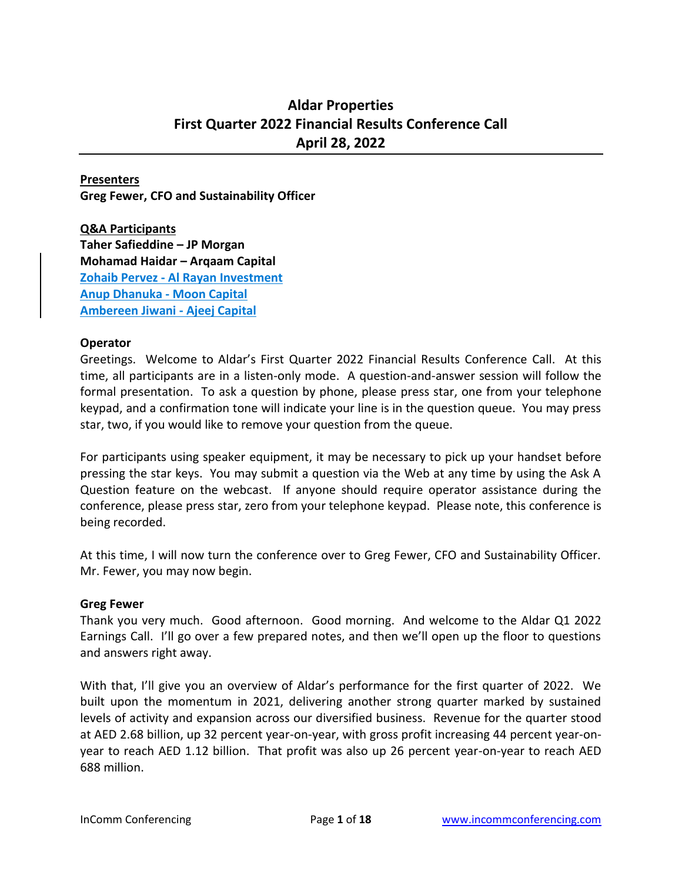# Aldar Properties
# First Quarter 2022 Financial Results Conference Call
# April 28, 2022

**Presenters**
**Greg Fewer, CFO and Sustainability Officer**

**Q&A Participants**
**Taher Safieddine – JP Morgan**
**Mohamad Haidar – Arqaam Capital**
**Zohaib Pervez - Al Rayan Investment**
**Anup Dhanuka - Moon Capital**
**Ambereen Jiwani - Ajeej Capital**

**Operator**
Greetings. Welcome to Aldar's First Quarter 2022 Financial Results Conference Call. At this time, all participants are in a listen-only mode. A question-and-answer session will follow the formal presentation. To ask a question by phone, please press star, one from your telephone keypad, and a confirmation tone will indicate your line is in the question queue. You may press star, two, if you would like to remove your question from the queue.

For participants using speaker equipment, it may be necessary to pick up your handset before pressing the star keys. You may submit a question via the Web at any time by using the Ask A Question feature on the webcast. If anyone should require operator assistance during the conference, please press star, zero from your telephone keypad. Please note, this conference is being recorded.

At this time, I will now turn the conference over to Greg Fewer, CFO and Sustainability Officer. Mr. Fewer, you may now begin.

**Greg Fewer**
Thank you very much. Good afternoon. Good morning. And welcome to the Aldar Q1 2022 Earnings Call. I'll go over a few prepared notes, and then we'll open up the floor to questions and answers right away.

With that, I'll give you an overview of Aldar's performance for the first quarter of 2022. We built upon the momentum in 2021, delivering another strong quarter marked by sustained levels of activity and expansion across our diversified business. Revenue for the quarter stood at AED 2.68 billion, up 32 percent year-on-year, with gross profit increasing 44 percent year-on-year to reach AED 1.12 billion. That profit was also up 26 percent year-on-year to reach AED 688 million.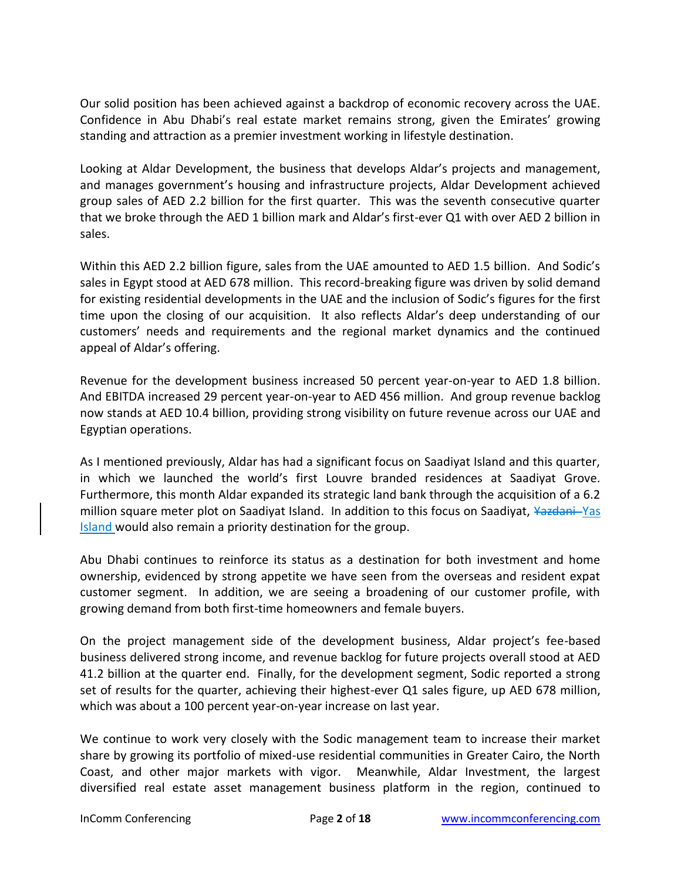Our solid position has been achieved against a backdrop of economic recovery across the UAE. Confidence in Abu Dhabi's real estate market remains strong, given the Emirates' growing standing and attraction as a premier investment working in lifestyle destination.

Looking at Aldar Development, the business that develops Aldar's projects and management, and manages government's housing and infrastructure projects, Aldar Development achieved group sales of AED 2.2 billion for the first quarter. This was the seventh consecutive quarter that we broke through the AED 1 billion mark and Aldar's first-ever Q1 with over AED 2 billion in sales.

Within this AED 2.2 billion figure, sales from the UAE amounted to AED 1.5 billion. And Sodic's sales in Egypt stood at AED 678 million. This record-breaking figure was driven by solid demand for existing residential developments in the UAE and the inclusion of Sodic's figures for the first time upon the closing of our acquisition. It also reflects Aldar's deep understanding of our customers' needs and requirements and the regional market dynamics and the continued appeal of Aldar's offering.

Revenue for the development business increased 50 percent year-on-year to AED 1.8 billion. And EBITDA increased 29 percent year-on-year to AED 456 million. And group revenue backlog now stands at AED 10.4 billion, providing strong visibility on future revenue across our UAE and Egyptian operations.

As I mentioned previously, Aldar has had a significant focus on Saadiyat Island and this quarter, in which we launched the world's first Louvre branded residences at Saadiyat Grove. Furthermore, this month Aldar expanded its strategic land bank through the acquisition of a 6.2 million square meter plot on Saadiyat Island. In addition to this focus on Saadiyat, ~~Yazdani~~ Yas Island would also remain a priority destination for the group.

Abu Dhabi continues to reinforce its status as a destination for both investment and home ownership, evidenced by strong appetite we have seen from the overseas and resident expat customer segment. In addition, we are seeing a broadening of our customer profile, with growing demand from both first-time homeowners and female buyers.

On the project management side of the development business, Aldar project's fee-based business delivered strong income, and revenue backlog for future projects overall stood at AED 41.2 billion at the quarter end. Finally, for the development segment, Sodic reported a strong set of results for the quarter, achieving their highest-ever Q1 sales figure, up AED 678 million, which was about a 100 percent year-on-year increase on last year.

We continue to work very closely with the Sodic management team to increase their market share by growing its portfolio of mixed-use residential communities in Greater Cairo, the North Coast, and other major markets with vigor. Meanwhile, Aldar Investment, the largest diversified real estate asset management business platform in the region, continued to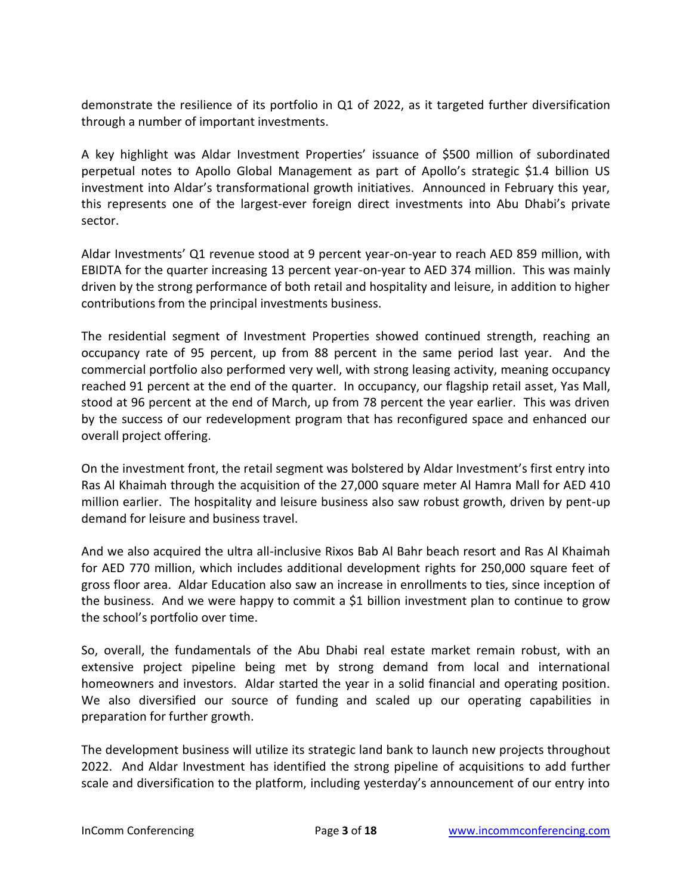demonstrate the resilience of its portfolio in Q1 of 2022, as it targeted further diversification through a number of important investments.

A key highlight was Aldar Investment Properties' issuance of $500 million of subordinated perpetual notes to Apollo Global Management as part of Apollo's strategic $1.4 billion US investment into Aldar's transformational growth initiatives. Announced in February this year, this represents one of the largest-ever foreign direct investments into Abu Dhabi's private sector.

Aldar Investments' Q1 revenue stood at 9 percent year-on-year to reach AED 859 million, with EBIDTA for the quarter increasing 13 percent year-on-year to AED 374 million. This was mainly driven by the strong performance of both retail and hospitality and leisure, in addition to higher contributions from the principal investments business.

The residential segment of Investment Properties showed continued strength, reaching an occupancy rate of 95 percent, up from 88 percent in the same period last year. And the commercial portfolio also performed very well, with strong leasing activity, meaning occupancy reached 91 percent at the end of the quarter. In occupancy, our flagship retail asset, Yas Mall, stood at 96 percent at the end of March, up from 78 percent the year earlier. This was driven by the success of our redevelopment program that has reconfigured space and enhanced our overall project offering.

On the investment front, the retail segment was bolstered by Aldar Investment's first entry into Ras Al Khaimah through the acquisition of the 27,000 square meter Al Hamra Mall for AED 410 million earlier. The hospitality and leisure business also saw robust growth, driven by pent-up demand for leisure and business travel.

And we also acquired the ultra all-inclusive Rixos Bab Al Bahr beach resort and Ras Al Khaimah for AED 770 million, which includes additional development rights for 250,000 square feet of gross floor area. Aldar Education also saw an increase in enrollments to ties, since inception of the business. And we were happy to commit a $1 billion investment plan to continue to grow the school's portfolio over time.

So, overall, the fundamentals of the Abu Dhabi real estate market remain robust, with an extensive project pipeline being met by strong demand from local and international homeowners and investors. Aldar started the year in a solid financial and operating position. We also diversified our source of funding and scaled up our operating capabilities in preparation for further growth.

The development business will utilize its strategic land bank to launch new projects throughout 2022. And Aldar Investment has identified the strong pipeline of acquisitions to add further scale and diversification to the platform, including yesterday's announcement of our entry into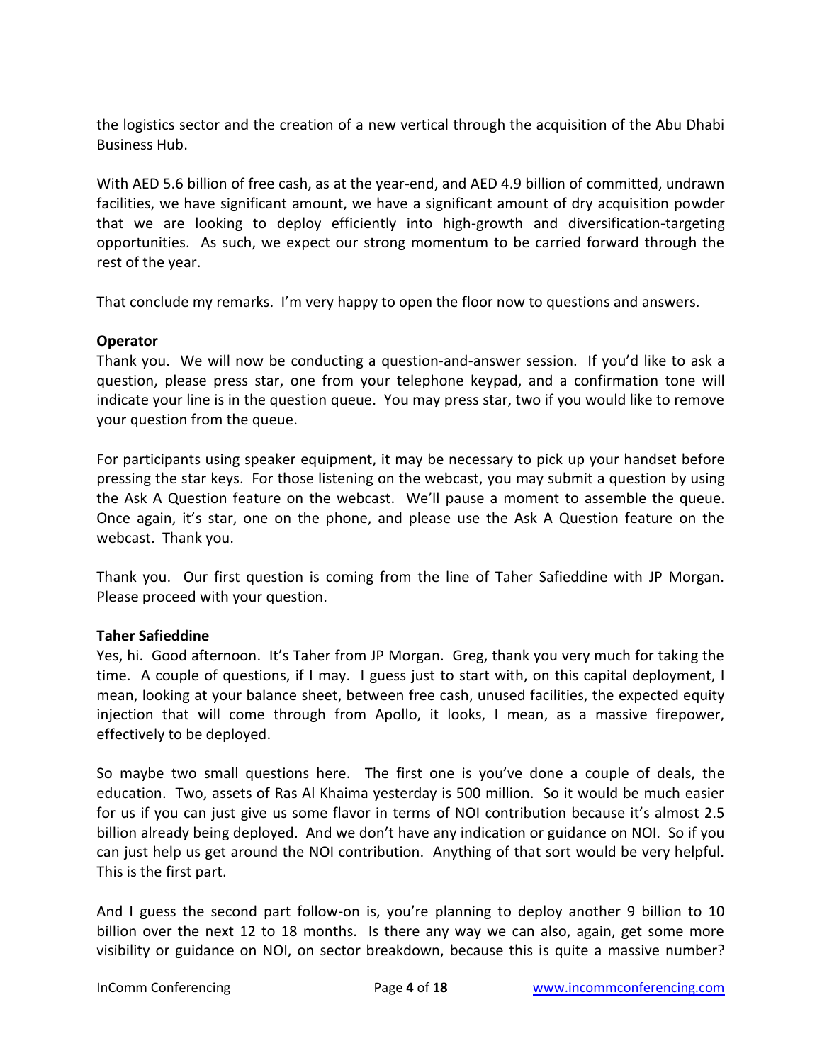the logistics sector and the creation of a new vertical through the acquisition of the Abu Dhabi Business Hub.

With AED 5.6 billion of free cash, as at the year-end, and AED 4.9 billion of committed, undrawn facilities, we have significant amount, we have a significant amount of dry acquisition powder that we are looking to deploy efficiently into high-growth and diversification-targeting opportunities. As such, we expect our strong momentum to be carried forward through the rest of the year.

That conclude my remarks. I'm very happy to open the floor now to questions and answers.

**Operator**
Thank you. We will now be conducting a question-and-answer session. If you'd like to ask a question, please press star, one from your telephone keypad, and a confirmation tone will indicate your line is in the question queue. You may press star, two if you would like to remove your question from the queue.

For participants using speaker equipment, it may be necessary to pick up your handset before pressing the star keys. For those listening on the webcast, you may submit a question by using the Ask A Question feature on the webcast. We'll pause a moment to assemble the queue. Once again, it's star, one on the phone, and please use the Ask A Question feature on the webcast. Thank you.

Thank you. Our first question is coming from the line of Taher Safieddine with JP Morgan. Please proceed with your question.

**Taher Safieddine**
Yes, hi. Good afternoon. It's Taher from JP Morgan. Greg, thank you very much for taking the time. A couple of questions, if I may. I guess just to start with, on this capital deployment, I mean, looking at your balance sheet, between free cash, unused facilities, the expected equity injection that will come through from Apollo, it looks, I mean, as a massive firepower, effectively to be deployed.

So maybe two small questions here. The first one is you've done a couple of deals, the education. Two, assets of Ras Al Khaima yesterday is 500 million. So it would be much easier for us if you can just give us some flavor in terms of NOI contribution because it's almost 2.5 billion already being deployed. And we don't have any indication or guidance on NOI. So if you can just help us get around the NOI contribution. Anything of that sort would be very helpful. This is the first part.

And I guess the second part follow-on is, you're planning to deploy another 9 billion to 10 billion over the next 12 to 18 months. Is there any way we can also, again, get some more visibility or guidance on NOI, on sector breakdown, because this is quite a massive number?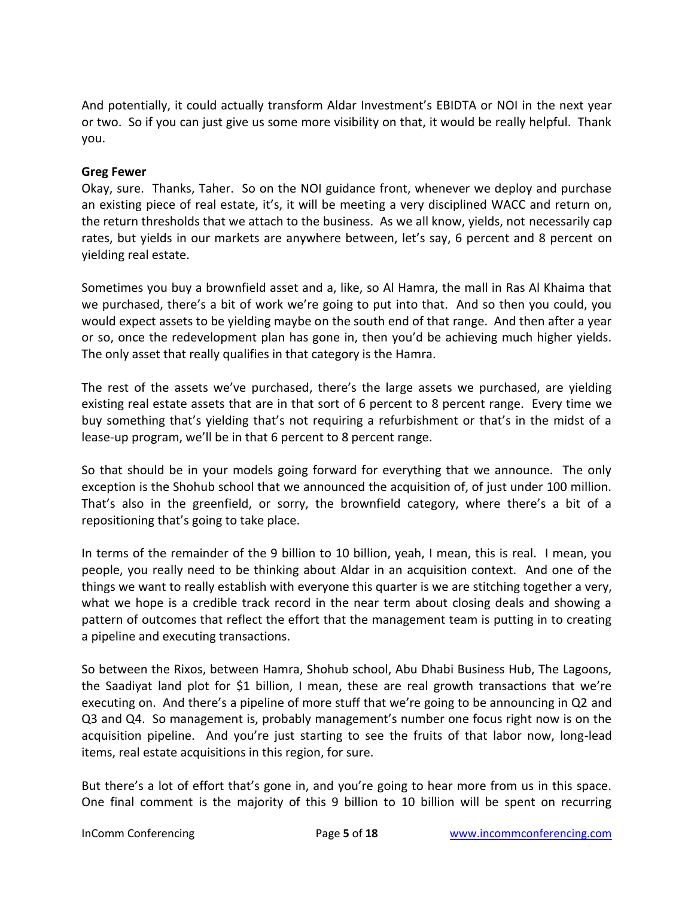And potentially, it could actually transform Aldar Investment's EBIDTA or NOI in the next year or two. So if you can just give us some more visibility on that, it would be really helpful. Thank you.

**Greg Fewer**

Okay, sure. Thanks, Taher. So on the NOI guidance front, whenever we deploy and purchase an existing piece of real estate, it's, it will be meeting a very disciplined WACC and return on, the return thresholds that we attach to the business. As we all know, yields, not necessarily cap rates, but yields in our markets are anywhere between, let's say, 6 percent and 8 percent on yielding real estate.

Sometimes you buy a brownfield asset and a, like, so Al Hamra, the mall in Ras Al Khaima that we purchased, there's a bit of work we're going to put into that. And so then you could, you would expect assets to be yielding maybe on the south end of that range. And then after a year or so, once the redevelopment plan has gone in, then you'd be achieving much higher yields. The only asset that really qualifies in that category is the Hamra.

The rest of the assets we've purchased, there's the large assets we purchased, are yielding existing real estate assets that are in that sort of 6 percent to 8 percent range. Every time we buy something that's yielding that's not requiring a refurbishment or that's in the midst of a lease-up program, we'll be in that 6 percent to 8 percent range.

So that should be in your models going forward for everything that we announce. The only exception is the Shohub school that we announced the acquisition of, of just under 100 million. That's also in the greenfield, or sorry, the brownfield category, where there's a bit of a repositioning that's going to take place.

In terms of the remainder of the 9 billion to 10 billion, yeah, I mean, this is real. I mean, you people, you really need to be thinking about Aldar in an acquisition context. And one of the things we want to really establish with everyone this quarter is we are stitching together a very, what we hope is a credible track record in the near term about closing deals and showing a pattern of outcomes that reflect the effort that the management team is putting in to creating a pipeline and executing transactions.

So between the Rixos, between Hamra, Shohub school, Abu Dhabi Business Hub, The Lagoons, the Saadiyat land plot for $1 billion, I mean, these are real growth transactions that we're executing on. And there's a pipeline of more stuff that we're going to be announcing in Q2 and Q3 and Q4. So management is, probably management's number one focus right now is on the acquisition pipeline. And you're just starting to see the fruits of that labor now, long-lead items, real estate acquisitions in this region, for sure.

But there's a lot of effort that's gone in, and you're going to hear more from us in this space. One final comment is the majority of this 9 billion to 10 billion will be spent on recurring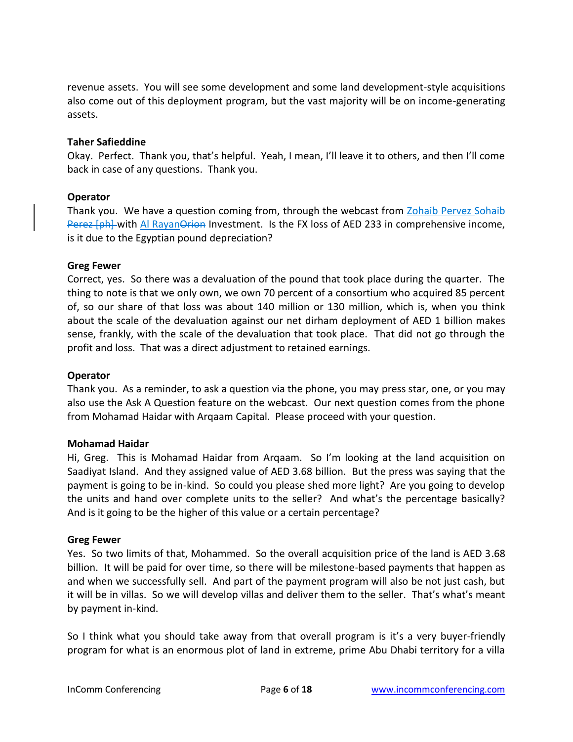revenue assets. You will see some development and some land development-style acquisitions also come out of this deployment program, but the vast majority will be on income-generating assets.

**Taher Safieddine**
Okay. Perfect. Thank you, that's helpful. Yeah, I mean, I'll leave it to others, and then I'll come back in case of any questions. Thank you.

**Operator**
Thank you. We have a question coming from, through the webcast from Zohaib Pervez ~~Sohaib Perez [ph]~~ with Al Rayan~~Orion~~ Investment. Is the FX loss of AED 233 in comprehensive income, is it due to the Egyptian pound depreciation?

**Greg Fewer**
Correct, yes. So there was a devaluation of the pound that took place during the quarter. The thing to note is that we only own, we own 70 percent of a consortium who acquired 85 percent of, so our share of that loss was about 140 million or 130 million, which is, when you think about the scale of the devaluation against our net dirham deployment of AED 1 billion makes sense, frankly, with the scale of the devaluation that took place. That did not go through the profit and loss. That was a direct adjustment to retained earnings.

**Operator**
Thank you. As a reminder, to ask a question via the phone, you may press star, one, or you may also use the Ask A Question feature on the webcast. Our next question comes from the phone from Mohamad Haidar with Arqaam Capital. Please proceed with your question.

**Mohamad Haidar**
Hi, Greg. This is Mohamad Haidar from Arqaam. So I'm looking at the land acquisition on Saadiyat Island. And they assigned value of AED 3.68 billion. But the press was saying that the payment is going to be in-kind. So could you please shed more light? Are you going to develop the units and hand over complete units to the seller? And what's the percentage basically? And is it going to be the higher of this value or a certain percentage?

**Greg Fewer**
Yes. So two limits of that, Mohammed. So the overall acquisition price of the land is AED 3.68 billion. It will be paid for over time, so there will be milestone-based payments that happen as and when we successfully sell. And part of the payment program will also be not just cash, but it will be in villas. So we will develop villas and deliver them to the seller. That's what's meant by payment in-kind.

So I think what you should take away from that overall program is it's a very buyer-friendly program for what is an enormous plot of land in extreme, prime Abu Dhabi territory for a villa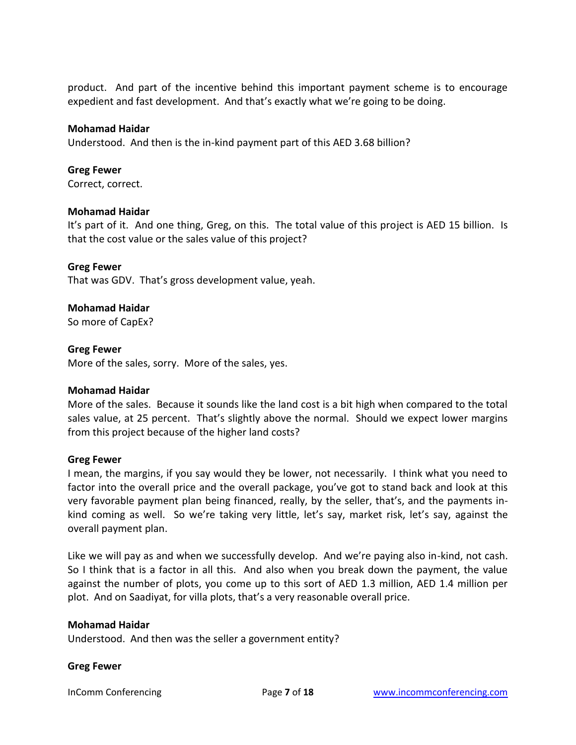product. And part of the incentive behind this important payment scheme is to encourage expedient and fast development. And that's exactly what we're going to be doing.

**Mohamad Haidar**
Understood. And then is the in-kind payment part of this AED 3.68 billion?

**Greg Fewer**
Correct, correct.

**Mohamad Haidar**
It's part of it. And one thing, Greg, on this. The total value of this project is AED 15 billion. Is that the cost value or the sales value of this project?

**Greg Fewer**
That was GDV. That's gross development value, yeah.

**Mohamad Haidar**
So more of CapEx?

**Greg Fewer**
More of the sales, sorry. More of the sales, yes.

**Mohamad Haidar**
More of the sales. Because it sounds like the land cost is a bit high when compared to the total sales value, at 25 percent. That's slightly above the normal. Should we expect lower margins from this project because of the higher land costs?

**Greg Fewer**
I mean, the margins, if you say would they be lower, not necessarily. I think what you need to factor into the overall price and the overall package, you've got to stand back and look at this very favorable payment plan being financed, really, by the seller, that's, and the payments in-kind coming as well. So we're taking very little, let's say, market risk, let's say, against the overall payment plan.

Like we will pay as and when we successfully develop. And we're paying also in-kind, not cash. So I think that is a factor in all this. And also when you break down the payment, the value against the number of plots, you come up to this sort of AED 1.3 million, AED 1.4 million per plot. And on Saadiyat, for villa plots, that's a very reasonable overall price.

**Mohamad Haidar**
Understood. And then was the seller a government entity?

**Greg Fewer**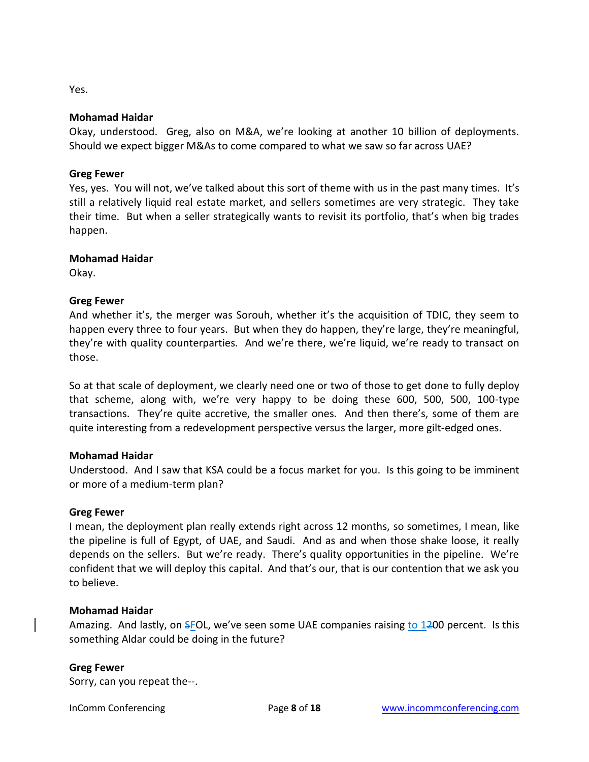Yes.

**Mohamad Haidar**
Okay, understood. Greg, also on M&A, we're looking at another 10 billion of deployments. Should we expect bigger M&As to come compared to what we saw so far across UAE?

**Greg Fewer**
Yes, yes. You will not, we've talked about this sort of theme with us in the past many times. It's still a relatively liquid real estate market, and sellers sometimes are very strategic. They take their time. But when a seller strategically wants to revisit its portfolio, that's when big trades happen.

**Mohamad Haidar**
Okay.

**Greg Fewer**
And whether it's, the merger was Sorouh, whether it's the acquisition of TDIC, they seem to happen every three to four years. But when they do happen, they're large, they're meaningful, they're with quality counterparties. And we're there, we're liquid, we're ready to transact on those.

So at that scale of deployment, we clearly need one or two of those to get done to fully deploy that scheme, along with, we're very happy to be doing these 600, 500, 500, 100-type transactions. They're quite accretive, the smaller ones. And then there's, some of them are quite interesting from a redevelopment perspective versus the larger, more gilt-edged ones.

**Mohamad Haidar**
Understood. And I saw that KSA could be a focus market for you. Is this going to be imminent or more of a medium-term plan?

**Greg Fewer**
I mean, the deployment plan really extends right across 12 months, so sometimes, I mean, like the pipeline is full of Egypt, of UAE, and Saudi. And as and when those shake loose, it really depends on the sellers. But we're ready. There's quality opportunities in the pipeline. We're confident that we will deploy this capital. And that's our, that is our contention that we ask you to believe.

**Mohamad Haidar**
Amazing. And lastly, on ~~S~~FOL, we've seen some UAE companies raising to 1~~2~~00 percent. Is this something Aldar could be doing in the future?

**Greg Fewer**
Sorry, can you repeat the--.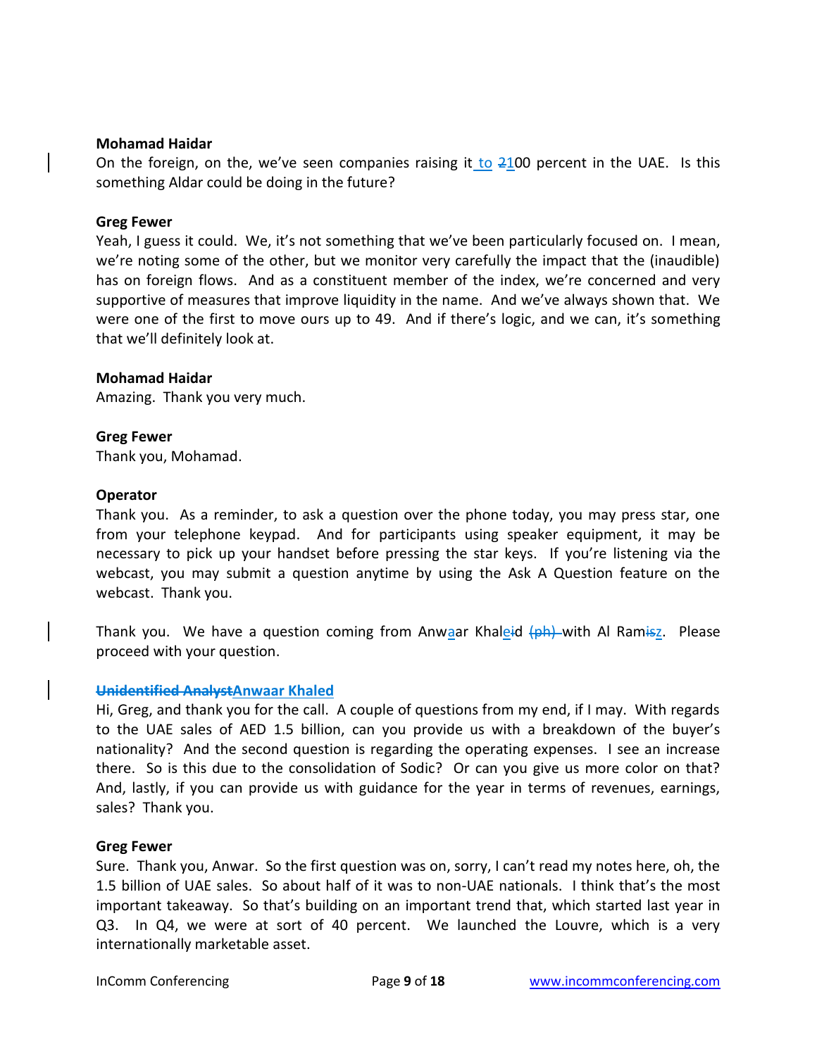**Mohamad Haidar**
On the foreign, on the, we've seen companies raising it to 100 percent in the UAE. Is this something Aldar could be doing in the future?

**Greg Fewer**
Yeah, I guess it could. We, it's not something that we've been particularly focused on. I mean, we're noting some of the other, but we monitor very carefully the impact that the (inaudible) has on foreign flows. And as a constituent member of the index, we're concerned and very supportive of measures that improve liquidity in the name. And we've always shown that. We were one of the first to move ours up to 49. And if there's logic, and we can, it's something that we'll definitely look at.

**Mohamad Haidar**
Amazing. Thank you very much.

**Greg Fewer**
Thank you, Mohamad.

**Operator**
Thank you. As a reminder, to ask a question over the phone today, you may press star, one from your telephone keypad. And for participants using speaker equipment, it may be necessary to pick up your handset before pressing the star keys. If you're listening via the webcast, you may submit a question anytime by using the Ask A Question feature on the webcast. Thank you.

Thank you. We have a question coming from Anwaar Khaled with Al Ramz. Please proceed with your question.

**Anwaar Khaled**
Hi, Greg, and thank you for the call. A couple of questions from my end, if I may. With regards to the UAE sales of AED 1.5 billion, can you provide us with a breakdown of the buyer's nationality? And the second question is regarding the operating expenses. I see an increase there. So is this due to the consolidation of Sodic? Or can you give us more color on that? And, lastly, if you can provide us with guidance for the year in terms of revenues, earnings, sales? Thank you.

**Greg Fewer**
Sure. Thank you, Anwar. So the first question was on, sorry, I can't read my notes here, oh, the 1.5 billion of UAE sales. So about half of it was to non-UAE nationals. I think that's the most important takeaway. So that's building on an important trend that, which started last year in Q3. In Q4, we were at sort of 40 percent. We launched the Louvre, which is a very internationally marketable asset.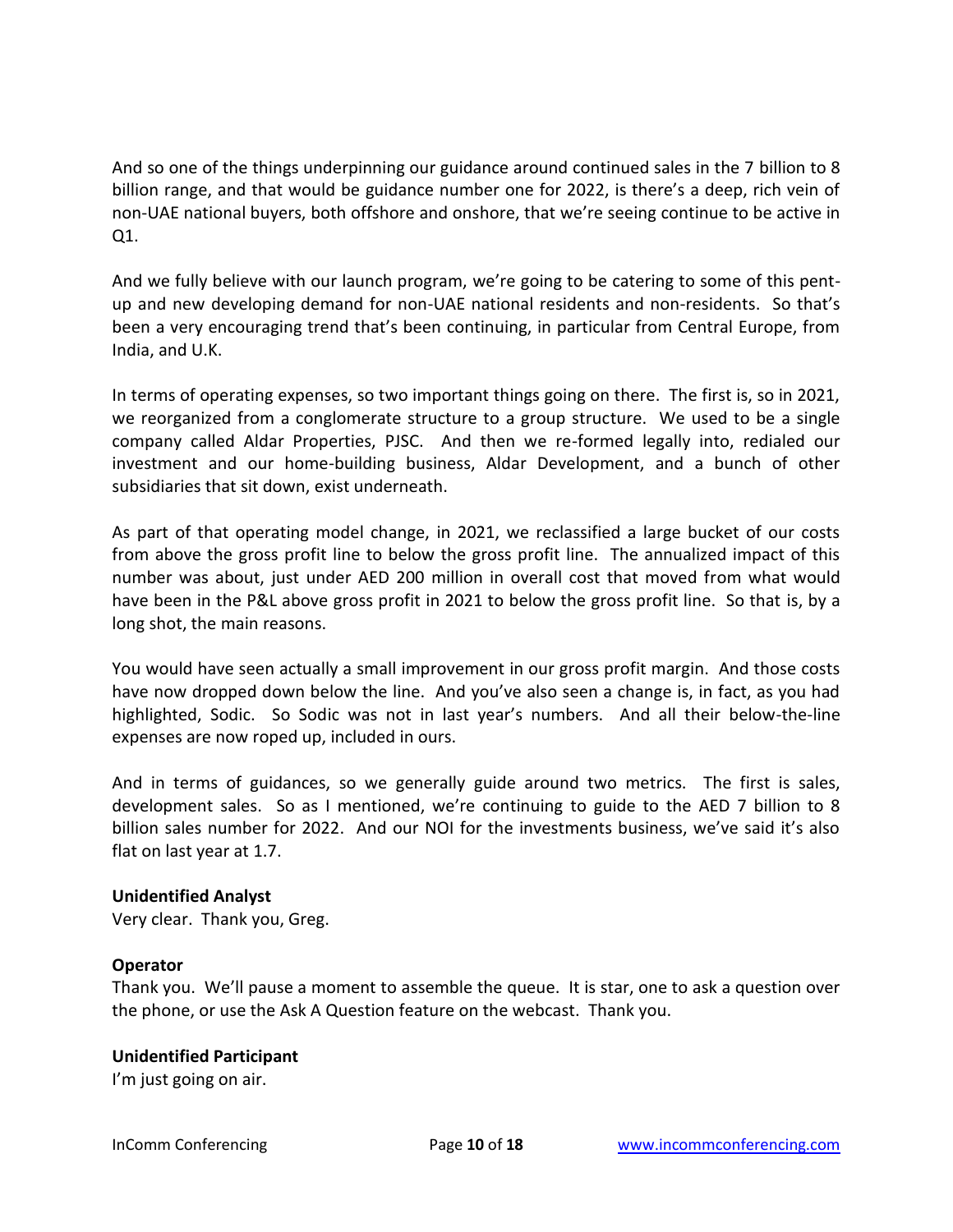And so one of the things underpinning our guidance around continued sales in the 7 billion to 8 billion range, and that would be guidance number one for 2022, is there's a deep, rich vein of non-UAE national buyers, both offshore and onshore, that we're seeing continue to be active in Q1.

And we fully believe with our launch program, we're going to be catering to some of this pent-up and new developing demand for non-UAE national residents and non-residents. So that's been a very encouraging trend that's been continuing, in particular from Central Europe, from India, and U.K.

In terms of operating expenses, so two important things going on there. The first is, so in 2021, we reorganized from a conglomerate structure to a group structure. We used to be a single company called Aldar Properties, PJSC. And then we re-formed legally into, redialed our investment and our home-building business, Aldar Development, and a bunch of other subsidiaries that sit down, exist underneath.

As part of that operating model change, in 2021, we reclassified a large bucket of our costs from above the gross profit line to below the gross profit line. The annualized impact of this number was about, just under AED 200 million in overall cost that moved from what would have been in the P&L above gross profit in 2021 to below the gross profit line. So that is, by a long shot, the main reasons.

You would have seen actually a small improvement in our gross profit margin. And those costs have now dropped down below the line. And you've also seen a change is, in fact, as you had highlighted, Sodic. So Sodic was not in last year's numbers. And all their below-the-line expenses are now roped up, included in ours.

And in terms of guidances, so we generally guide around two metrics. The first is sales, development sales. So as I mentioned, we're continuing to guide to the AED 7 billion to 8 billion sales number for 2022. And our NOI for the investments business, we've said it's also flat on last year at 1.7.

**Unidentified Analyst**

Very clear. Thank you, Greg.

**Operator**

Thank you. We'll pause a moment to assemble the queue. It is star, one to ask a question over the phone, or use the Ask A Question feature on the webcast. Thank you.

**Unidentified Participant**

I'm just going on air.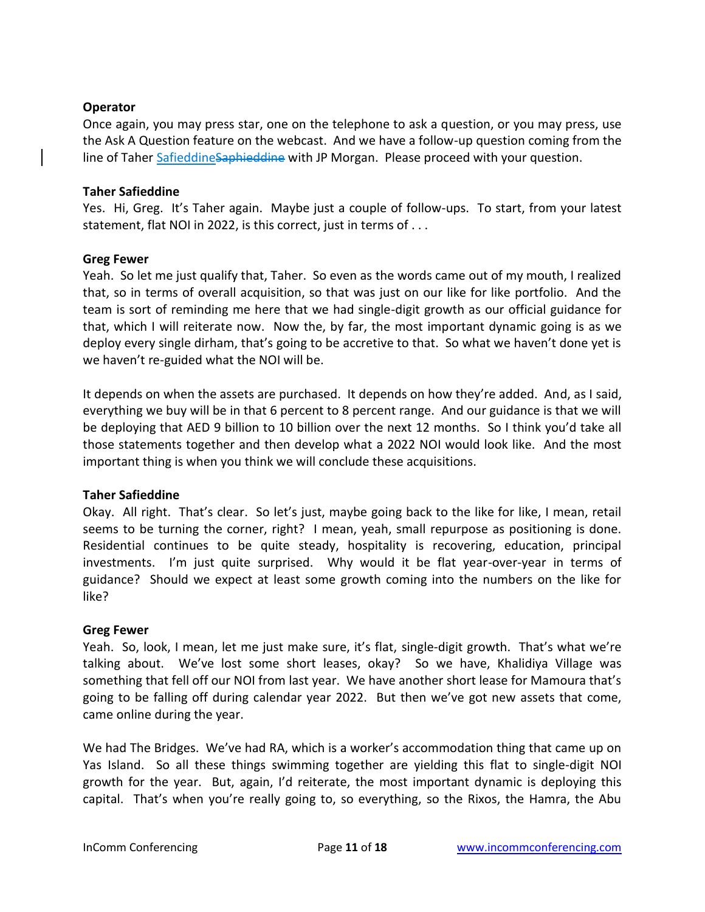**Operator**

Once again, you may press star, one on the telephone to ask a question, or you may press, use the Ask A Question feature on the webcast. And we have a follow-up question coming from the line of Taher Safieddine with JP Morgan. Please proceed with your question.

**Taher Safieddine**

Yes. Hi, Greg. It's Taher again. Maybe just a couple of follow-ups. To start, from your latest statement, flat NOI in 2022, is this correct, just in terms of . . .

**Greg Fewer**

Yeah. So let me just qualify that, Taher. So even as the words came out of my mouth, I realized that, so in terms of overall acquisition, so that was just on our like for like portfolio. And the team is sort of reminding me here that we had single-digit growth as our official guidance for that, which I will reiterate now. Now the, by far, the most important dynamic going is as we deploy every single dirham, that's going to be accretive to that. So what we haven't done yet is we haven't re-guided what the NOI will be.

It depends on when the assets are purchased. It depends on how they're added. And, as I said, everything we buy will be in that 6 percent to 8 percent range. And our guidance is that we will be deploying that AED 9 billion to 10 billion over the next 12 months. So I think you'd take all those statements together and then develop what a 2022 NOI would look like. And the most important thing is when you think we will conclude these acquisitions.

**Taher Safieddine**

Okay. All right. That's clear. So let's just, maybe going back to the like for like, I mean, retail seems to be turning the corner, right? I mean, yeah, small repurpose as positioning is done. Residential continues to be quite steady, hospitality is recovering, education, principal investments. I'm just quite surprised. Why would it be flat year-over-year in terms of guidance? Should we expect at least some growth coming into the numbers on the like for like?

**Greg Fewer**

Yeah. So, look, I mean, let me just make sure, it's flat, single-digit growth. That's what we're talking about. We've lost some short leases, okay? So we have, Khalidiya Village was something that fell off our NOI from last year. We have another short lease for Mamoura that's going to be falling off during calendar year 2022. But then we've got new assets that come, came online during the year.

We had The Bridges. We've had RA, which is a worker's accommodation thing that came up on Yas Island. So all these things swimming together are yielding this flat to single-digit NOI growth for the year. But, again, I'd reiterate, the most important dynamic is deploying this capital. That's when you're really going to, so everything, so the Rixos, the Hamra, the Abu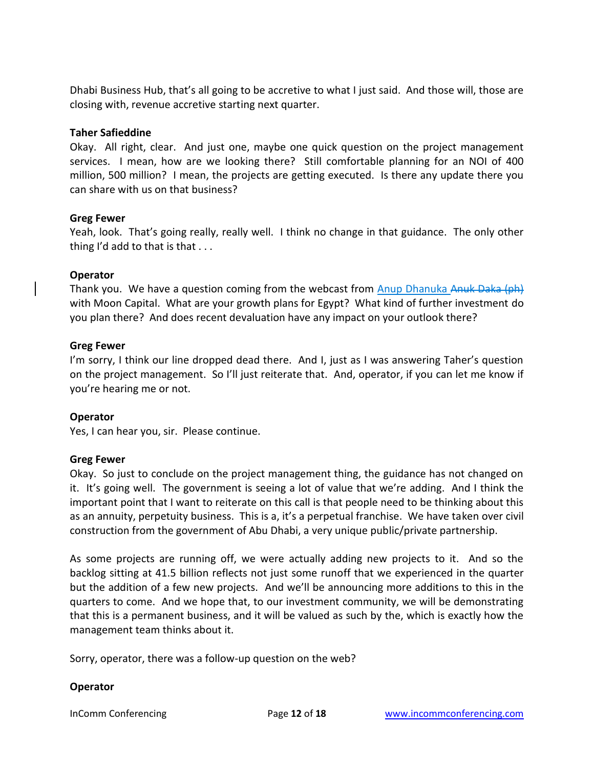Dhabi Business Hub, that's all going to be accretive to what I just said. And those will, those are closing with, revenue accretive starting next quarter.

**Taher Safieddine**

Okay. All right, clear. And just one, maybe one quick question on the project management services. I mean, how are we looking there? Still comfortable planning for an NOI of 400 million, 500 million? I mean, the projects are getting executed. Is there any update there you can share with us on that business?

**Greg Fewer**

Yeah, look. That's going really, really well. I think no change in that guidance. The only other thing I'd add to that is that . . .

**Operator**

Thank you. We have a question coming from the webcast from Anup Dhanuka ~~Anuk Daka (ph)~~ with Moon Capital. What are your growth plans for Egypt? What kind of further investment do you plan there? And does recent devaluation have any impact on your outlook there?

**Greg Fewer**

I'm sorry, I think our line dropped dead there. And I, just as I was answering Taher's question on the project management. So I'll just reiterate that. And, operator, if you can let me know if you're hearing me or not.

**Operator**

Yes, I can hear you, sir. Please continue.

**Greg Fewer**

Okay. So just to conclude on the project management thing, the guidance has not changed on it. It's going well. The government is seeing a lot of value that we're adding. And I think the important point that I want to reiterate on this call is that people need to be thinking about this as an annuity, perpetuity business. This is a, it's a perpetual franchise. We have taken over civil construction from the government of Abu Dhabi, a very unique public/private partnership.

As some projects are running off, we were actually adding new projects to it. And so the backlog sitting at 41.5 billion reflects not just some runoff that we experienced in the quarter but the addition of a few new projects. And we'll be announcing more additions to this in the quarters to come. And we hope that, to our investment community, we will be demonstrating that this is a permanent business, and it will be valued as such by the, which is exactly how the management team thinks about it.

Sorry, operator, there was a follow-up question on the web?

**Operator**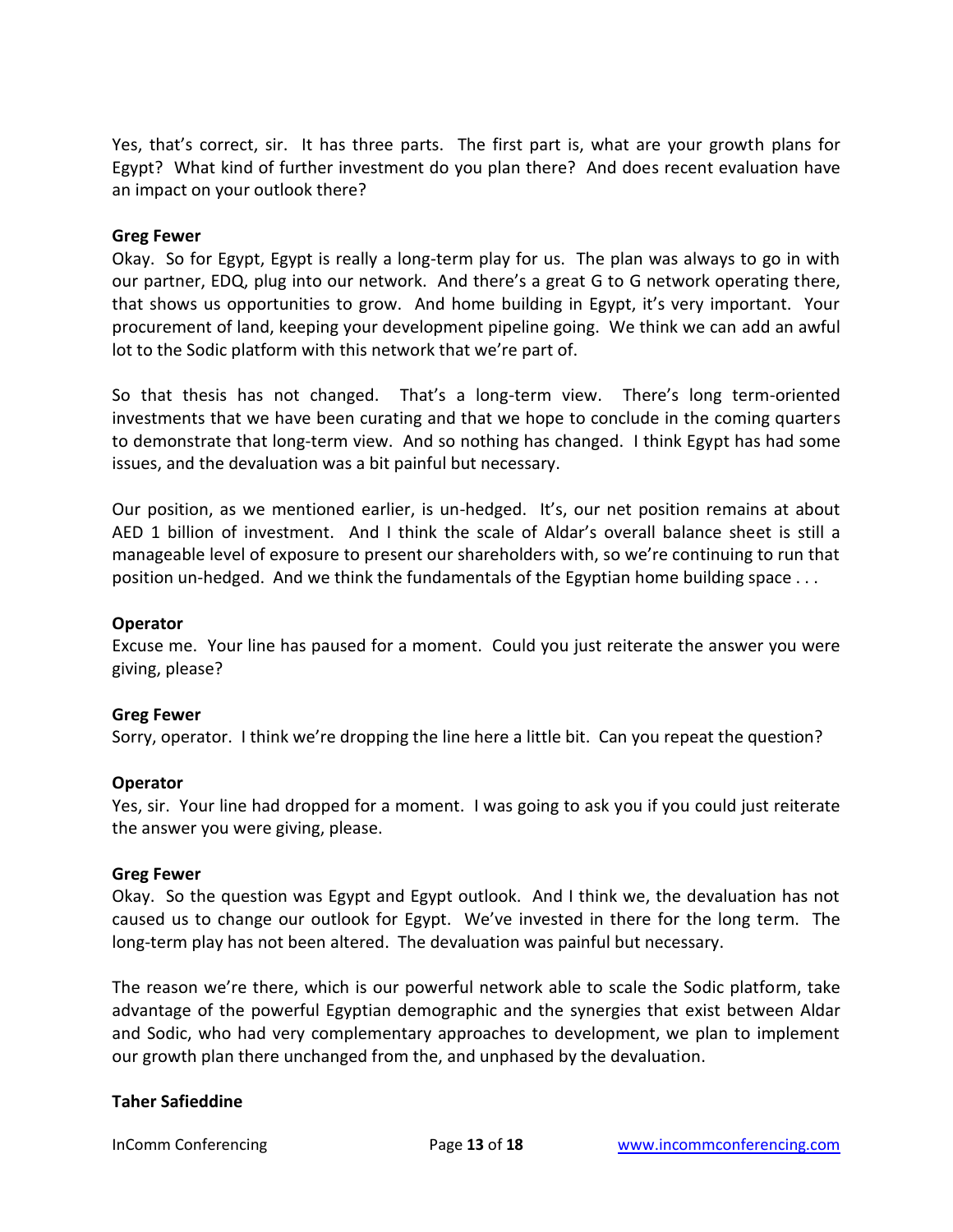Yes, that's correct, sir. It has three parts. The first part is, what are your growth plans for Egypt? What kind of further investment do you plan there? And does recent evaluation have an impact on your outlook there?

**Greg Fewer**

Okay. So for Egypt, Egypt is really a long-term play for us. The plan was always to go in with our partner, EDQ, plug into our network. And there's a great G to G network operating there, that shows us opportunities to grow. And home building in Egypt, it's very important. Your procurement of land, keeping your development pipeline going. We think we can add an awful lot to the Sodic platform with this network that we're part of.

So that thesis has not changed. That's a long-term view. There's long term-oriented investments that we have been curating and that we hope to conclude in the coming quarters to demonstrate that long-term view. And so nothing has changed. I think Egypt has had some issues, and the devaluation was a bit painful but necessary.

Our position, as we mentioned earlier, is un-hedged. It's, our net position remains at about AED 1 billion of investment. And I think the scale of Aldar's overall balance sheet is still a manageable level of exposure to present our shareholders with, so we're continuing to run that position un-hedged. And we think the fundamentals of the Egyptian home building space . . .

**Operator**

Excuse me. Your line has paused for a moment. Could you just reiterate the answer you were giving, please?

**Greg Fewer**

Sorry, operator. I think we're dropping the line here a little bit. Can you repeat the question?

**Operator**

Yes, sir. Your line had dropped for a moment. I was going to ask you if you could just reiterate the answer you were giving, please.

**Greg Fewer**

Okay. So the question was Egypt and Egypt outlook. And I think we, the devaluation has not caused us to change our outlook for Egypt. We've invested in there for the long term. The long-term play has not been altered. The devaluation was painful but necessary.

The reason we're there, which is our powerful network able to scale the Sodic platform, take advantage of the powerful Egyptian demographic and the synergies that exist between Aldar and Sodic, who had very complementary approaches to development, we plan to implement our growth plan there unchanged from the, and unphased by the devaluation.

**Taher Safieddine**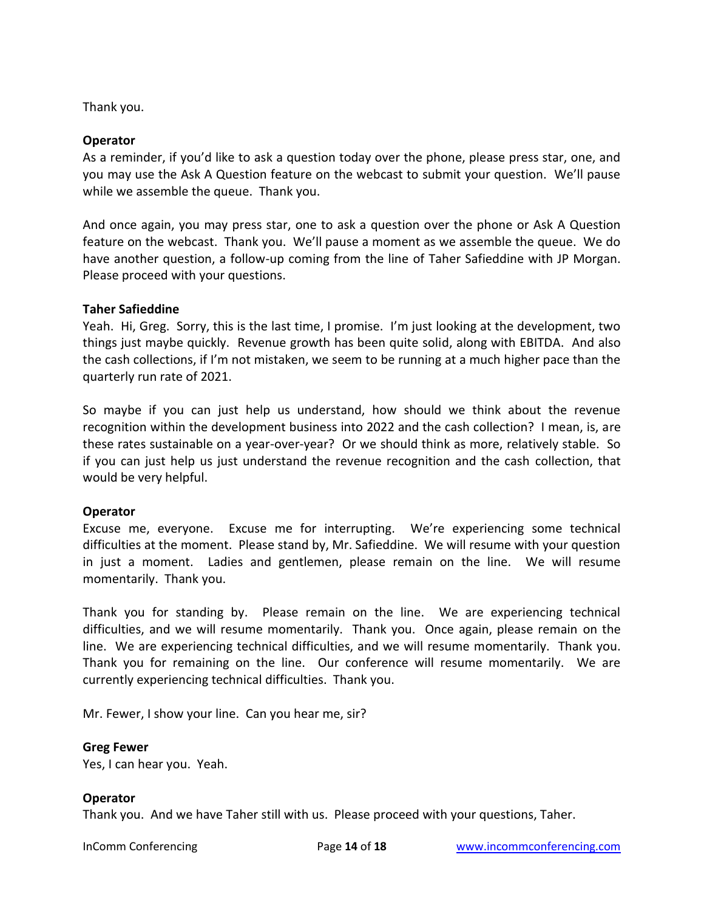Thank you.

**Operator**
As a reminder, if you'd like to ask a question today over the phone, please press star, one, and you may use the Ask A Question feature on the webcast to submit your question. We'll pause while we assemble the queue. Thank you.

And once again, you may press star, one to ask a question over the phone or Ask A Question feature on the webcast. Thank you. We'll pause a moment as we assemble the queue. We do have another question, a follow-up coming from the line of Taher Safieddine with JP Morgan. Please proceed with your questions.

**Taher Safieddine**
Yeah. Hi, Greg. Sorry, this is the last time, I promise. I'm just looking at the development, two things just maybe quickly. Revenue growth has been quite solid, along with EBITDA. And also the cash collections, if I'm not mistaken, we seem to be running at a much higher pace than the quarterly run rate of 2021.

So maybe if you can just help us understand, how should we think about the revenue recognition within the development business into 2022 and the cash collection? I mean, is, are these rates sustainable on a year-over-year? Or we should think as more, relatively stable. So if you can just help us just understand the revenue recognition and the cash collection, that would be very helpful.

**Operator**
Excuse me, everyone. Excuse me for interrupting. We're experiencing some technical difficulties at the moment. Please stand by, Mr. Safieddine. We will resume with your question in just a moment. Ladies and gentlemen, please remain on the line. We will resume momentarily. Thank you.

Thank you for standing by. Please remain on the line. We are experiencing technical difficulties, and we will resume momentarily. Thank you. Once again, please remain on the line. We are experiencing technical difficulties, and we will resume momentarily. Thank you. Thank you for remaining on the line. Our conference will resume momentarily. We are currently experiencing technical difficulties. Thank you.

Mr. Fewer, I show your line. Can you hear me, sir?

**Greg Fewer**
Yes, I can hear you. Yeah.

**Operator**
Thank you. And we have Taher still with us. Please proceed with your questions, Taher.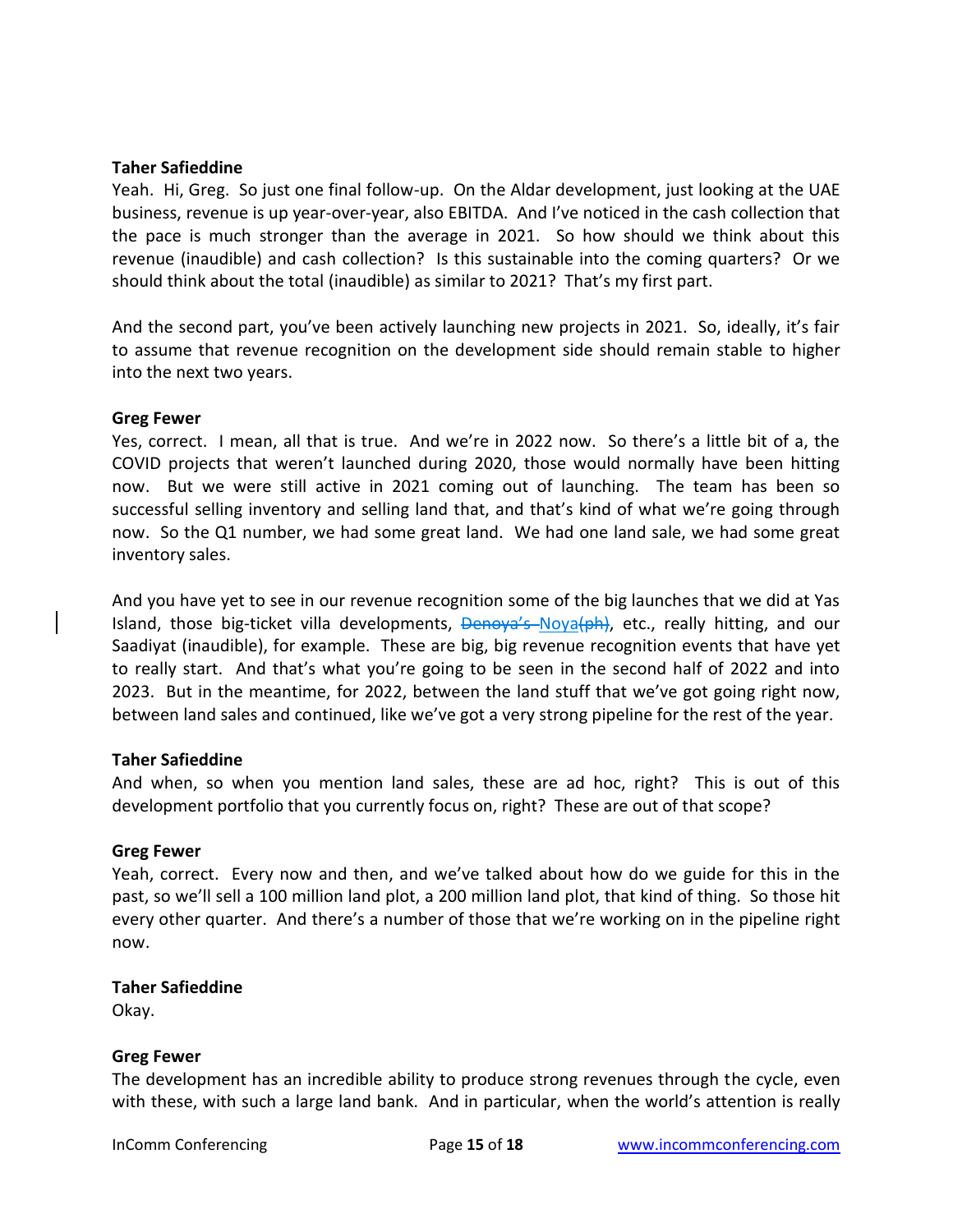**Taher Safieddine**

Yeah. Hi, Greg. So just one final follow-up. On the Aldar development, just looking at the UAE business, revenue is up year-over-year, also EBITDA. And I've noticed in the cash collection that the pace is much stronger than the average in 2021. So how should we think about this revenue (inaudible) and cash collection? Is this sustainable into the coming quarters? Or we should think about the total (inaudible) as similar to 2021? That's my first part.

And the second part, you've been actively launching new projects in 2021. So, ideally, it's fair to assume that revenue recognition on the development side should remain stable to higher into the next two years.

**Greg Fewer**

Yes, correct. I mean, all that is true. And we're in 2022 now. So there's a little bit of a, the COVID projects that weren't launched during 2020, those would normally have been hitting now. But we were still active in 2021 coming out of launching. The team has been so successful selling inventory and selling land that, and that's kind of what we're going through now. So the Q1 number, we had some great land. We had one land sale, we had some great inventory sales.

And you have yet to see in our revenue recognition some of the big launches that we did at Yas Island, those big-ticket villa developments, ~~Denoya's~~ Noya~~(ph)~~, etc., really hitting, and our Saadiyat (inaudible), for example. These are big, big revenue recognition events that have yet to really start. And that's what you're going to be seen in the second half of 2022 and into 2023. But in the meantime, for 2022, between the land stuff that we've got going right now, between land sales and continued, like we've got a very strong pipeline for the rest of the year.

**Taher Safieddine**

And when, so when you mention land sales, these are ad hoc, right? This is out of this development portfolio that you currently focus on, right? These are out of that scope?

**Greg Fewer**

Yeah, correct. Every now and then, and we've talked about how do we guide for this in the past, so we'll sell a 100 million land plot, a 200 million land plot, that kind of thing. So those hit every other quarter. And there's a number of those that we're working on in the pipeline right now.

**Taher Safieddine**

Okay.

**Greg Fewer**

The development has an incredible ability to produce strong revenues through the cycle, even with these, with such a large land bank. And in particular, when the world's attention is really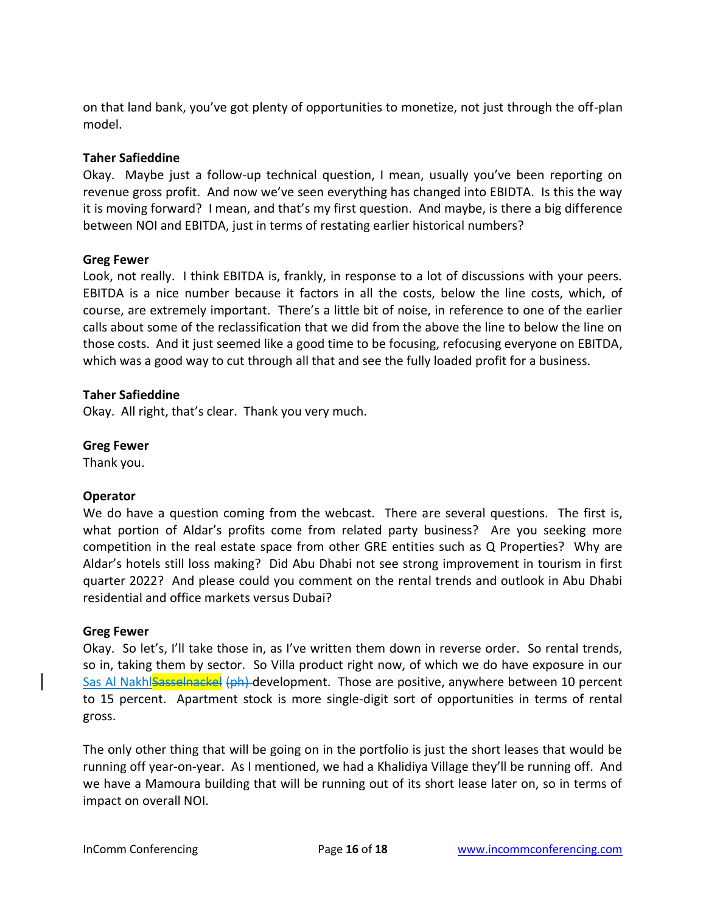on that land bank, you've got plenty of opportunities to monetize, not just through the off-plan model.

**Taher Safieddine**
Okay. Maybe just a follow-up technical question, I mean, usually you've been reporting on revenue gross profit. And now we've seen everything has changed into EBIDTA. Is this the way it is moving forward? I mean, and that's my first question. And maybe, is there a big difference between NOI and EBITDA, just in terms of restating earlier historical numbers?

**Greg Fewer**
Look, not really. I think EBITDA is, frankly, in response to a lot of discussions with your peers. EBITDA is a nice number because it factors in all the costs, below the line costs, which, of course, are extremely important. There's a little bit of noise, in reference to one of the earlier calls about some of the reclassification that we did from the above the line to below the line on those costs. And it just seemed like a good time to be focusing, refocusing everyone on EBITDA, which was a good way to cut through all that and see the fully loaded profit for a business.

**Taher Safieddine**
Okay. All right, that's clear. Thank you very much.

**Greg Fewer**
Thank you.

**Operator**
We do have a question coming from the webcast. There are several questions. The first is, what portion of Aldar's profits come from related party business? Are you seeking more competition in the real estate space from other GRE entities such as Q Properties? Why are Aldar's hotels still loss making? Did Abu Dhabi not see strong improvement in tourism in first quarter 2022? And please could you comment on the rental trends and outlook in Abu Dhabi residential and office markets versus Dubai?

**Greg Fewer**
Okay. So let's, I'll take those in, as I've written them down in reverse order. So rental trends, so in, taking them by sector. So Villa product right now, of which we do have exposure in our Sas Al Nakhl~~Sasselnackel~~ ~~(ph)~~ development. Those are positive, anywhere between 10 percent to 15 percent. Apartment stock is more single-digit sort of opportunities in terms of rental gross.

The only other thing that will be going on in the portfolio is just the short leases that would be running off year-on-year. As I mentioned, we had a Khalidiya Village they'll be running off. And we have a Mamoura building that will be running out of its short lease later on, so in terms of impact on overall NOI.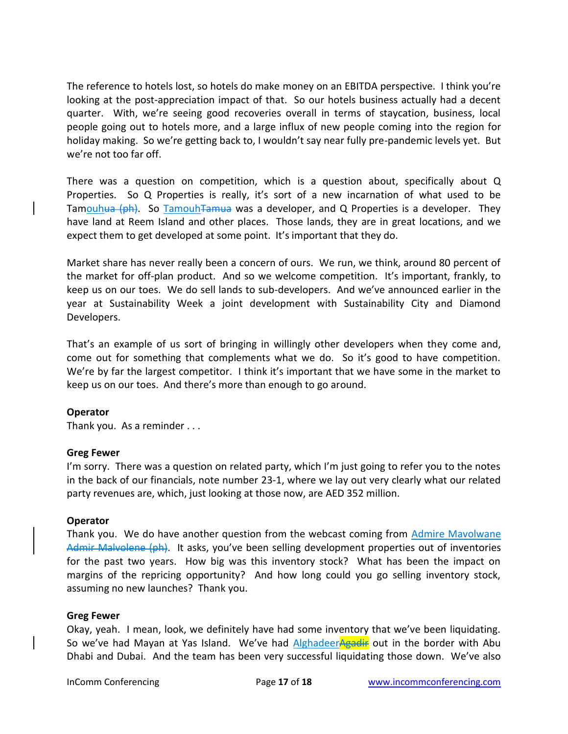The reference to hotels lost, so hotels do make money on an EBITDA perspective. I think you're looking at the post-appreciation impact of that. So our hotels business actually had a decent quarter. With, we're seeing good recoveries overall in terms of staycation, business, local people going out to hotels more, and a large influx of new people coming into the region for holiday making. So we're getting back to, I wouldn't say near fully pre-pandemic levels yet. But we're not too far off.

There was a question on competition, which is a question about, specifically about Q Properties. So Q Properties is really, it's sort of a new incarnation of what used to be Tamouh~~ua (ph)~~. So Tamouh~~Tamua~~ was a developer, and Q Properties is a developer. They have land at Reem Island and other places. Those lands, they are in great locations, and we expect them to get developed at some point. It's important that they do.

Market share has never really been a concern of ours. We run, we think, around 80 percent of the market for off-plan product. And so we welcome competition. It's important, frankly, to keep us on our toes. We do sell lands to sub-developers. And we've announced earlier in the year at Sustainability Week a joint development with Sustainability City and Diamond Developers.

That's an example of us sort of bringing in willingly other developers when they come and, come out for something that complements what we do. So it's good to have competition. We're by far the largest competitor. I think it's important that we have some in the market to keep us on our toes. And there's more than enough to go around.

**Operator**
Thank you. As a reminder . . .

**Greg Fewer**
I'm sorry. There was a question on related party, which I'm just going to refer you to the notes in the back of our financials, note number 23-1, where we lay out very clearly what our related party revenues are, which, just looking at those now, are AED 352 million.

**Operator**
Thank you. We do have another question from the webcast coming from Admire Mavolwane ~~Admir Malvolene (ph)~~. It asks, you've been selling development properties out of inventories for the past two years. How big was this inventory stock? What has been the impact on margins of the repricing opportunity? And how long could you go selling inventory stock, assuming no new launches? Thank you.

**Greg Fewer**
Okay, yeah. I mean, look, we definitely have had some inventory that we've been liquidating. So we've had Mayan at Yas Island. We've had Alghadeer~~Agadir~~ out in the border with Abu Dhabi and Dubai. And the team has been very successful liquidating those down. We've also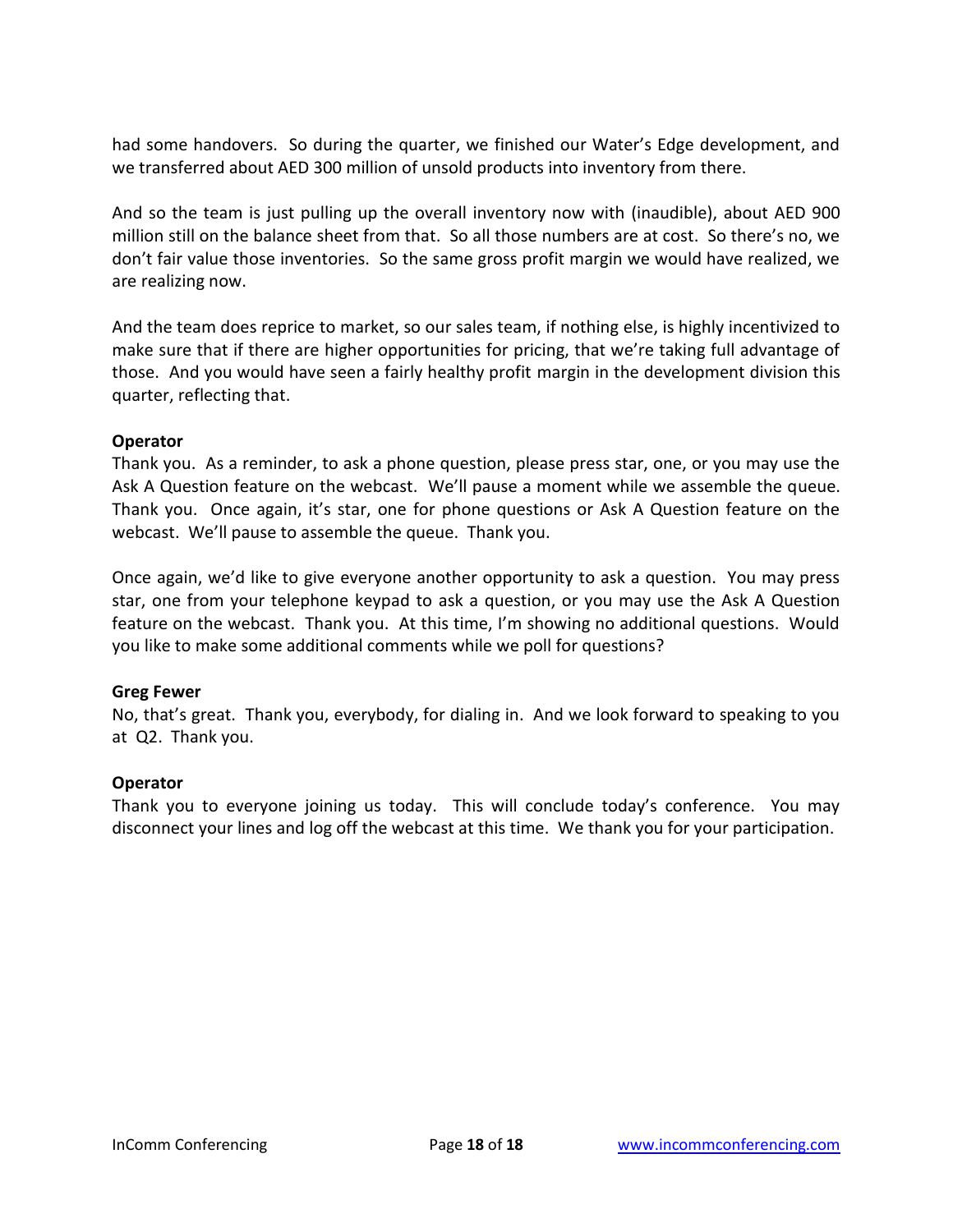had some handovers. So during the quarter, we finished our Water's Edge development, and we transferred about AED 300 million of unsold products into inventory from there.

And so the team is just pulling up the overall inventory now with (inaudible), about AED 900 million still on the balance sheet from that. So all those numbers are at cost. So there's no, we don't fair value those inventories. So the same gross profit margin we would have realized, we are realizing now.

And the team does reprice to market, so our sales team, if nothing else, is highly incentivized to make sure that if there are higher opportunities for pricing, that we're taking full advantage of those. And you would have seen a fairly healthy profit margin in the development division this quarter, reflecting that.

**Operator**
Thank you. As a reminder, to ask a phone question, please press star, one, or you may use the Ask A Question feature on the webcast. We'll pause a moment while we assemble the queue. Thank you. Once again, it's star, one for phone questions or Ask A Question feature on the webcast. We'll pause to assemble the queue. Thank you.

Once again, we'd like to give everyone another opportunity to ask a question. You may press star, one from your telephone keypad to ask a question, or you may use the Ask A Question feature on the webcast. Thank you. At this time, I'm showing no additional questions. Would you like to make some additional comments while we poll for questions?

**Greg Fewer**
No, that's great. Thank you, everybody, for dialing in. And we look forward to speaking to you at Q2. Thank you.

**Operator**
Thank you to everyone joining us today. This will conclude today's conference. You may disconnect your lines and log off the webcast at this time. We thank you for your participation.